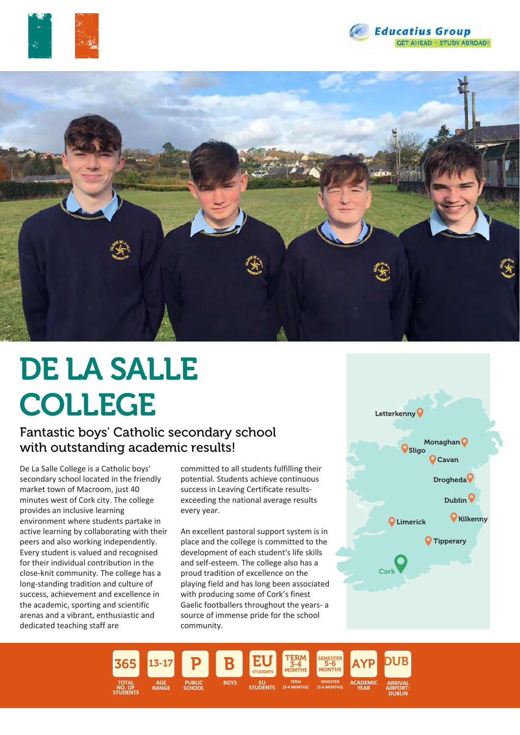Educatius Group
GET AHEAD – STUDY ABROAD!

# DE LA SALLE COLLEGE

## Fantastic boys' Catholic secondary school with outstanding academic results!

De La Salle College is a Catholic boys' secondary school located in the friendly market town of Macroom, just 40 minutes west of Cork city. The college provides an inclusive learning environment where students partake in active learning by collaborating with their peers and also working independently. Every student is valued and recognised for their individual contribution in the close-knit community. The college has a long-standing tradition and culture of success, achievement and excellence in the academic, sporting and scientific arenas and a vibrant, enthusiastic and dedicated teaching staff are committed to all students fulfilling their potential. Students achieve continuous success in Leaving Certificate results-exceeding the national average results every year.

An excellent pastoral support system is in place and the college is committed to the development of each student's life skills and self-esteem. The college also has a proud tradition of excellence on the playing field and has long been associated with producing some of Cork's finest Gaelic footballers throughout the years- a source of immense pride for the school community.

Letterkenny, Monaghan, Sligo, Cavan, Drogheda, Dublin, Limerick, Kilkenny, Tipperary, Cork

| 365 | 13-17 | P | B | EU | TERM 3-4 MONTHS | SEMESTER 5-6 MONTHS | AYP | DUB |
|---|---|---|---|---|---|---|---|---|
| TOTAL NO. OF STUDENTS | AGE RANGE | PUBLIC SCHOOL | BOYS | EU STUDENTS | TERM (3-4 MONTHS) | SEMESTER (5-6 MONTHS) | ACADEMIC YEAR | ARRIVAL AIRPORT: DUBLIN |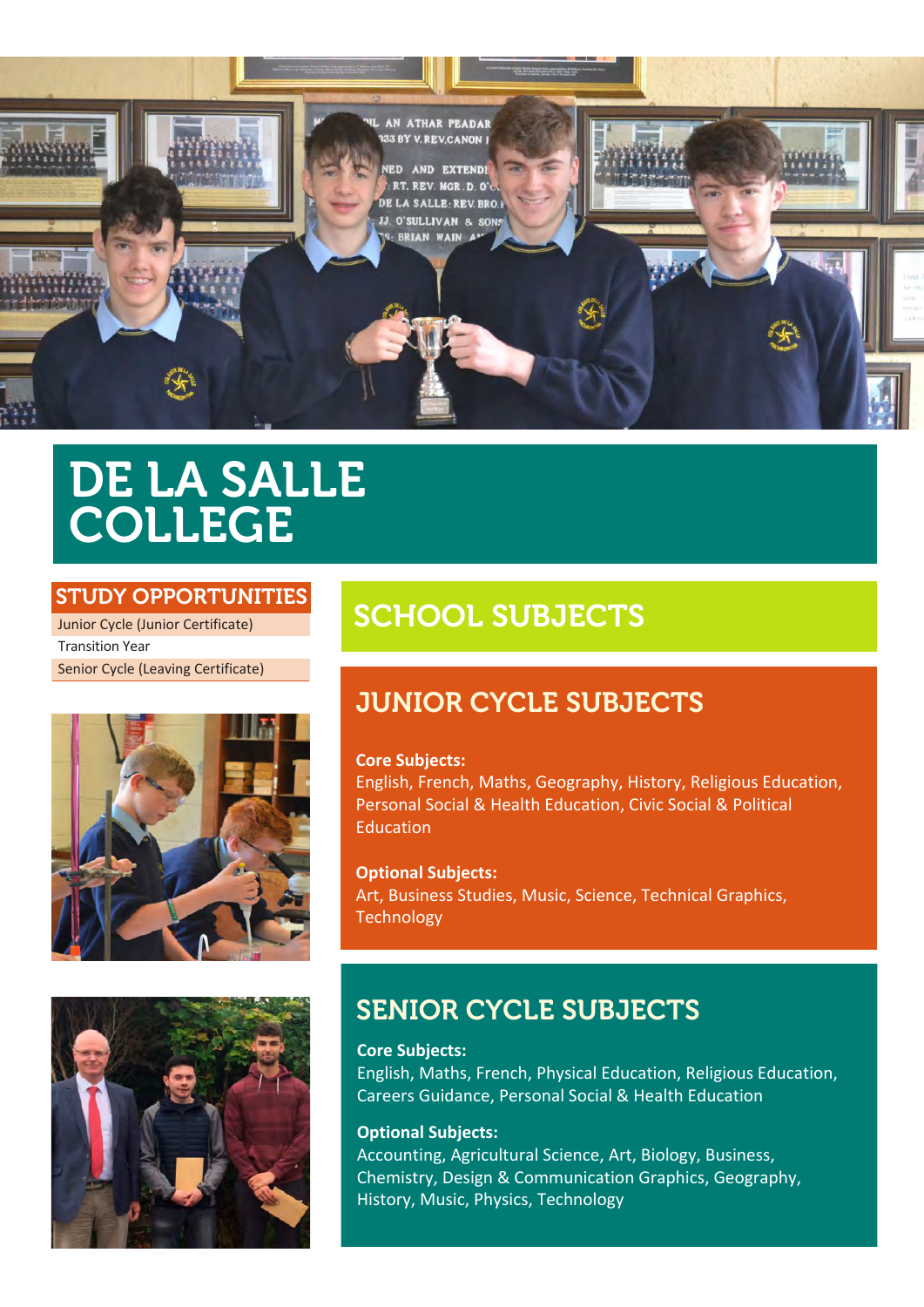# DE LA SALLE COLLEGE

## STUDY OPPORTUNITIES

- Junior Cycle (Junior Certificate)
- Transition Year
- Senior Cycle (Leaving Certificate)

## SCHOOL SUBJECTS

### JUNIOR CYCLE SUBJECTS

**Core Subjects:**
English, French, Maths, Geography, History, Religious Education, Personal Social & Health Education, Civic Social & Political Education

**Optional Subjects:**
Art, Business Studies, Music, Science, Technical Graphics, Technology

### SENIOR CYCLE SUBJECTS

**Core Subjects:**
English, Maths, French, Physical Education, Religious Education, Careers Guidance, Personal Social & Health Education

**Optional Subjects:**
Accounting, Agricultural Science, Art, Biology, Business, Chemistry, Design & Communication Graphics, Geography, History, Music, Physics, Technology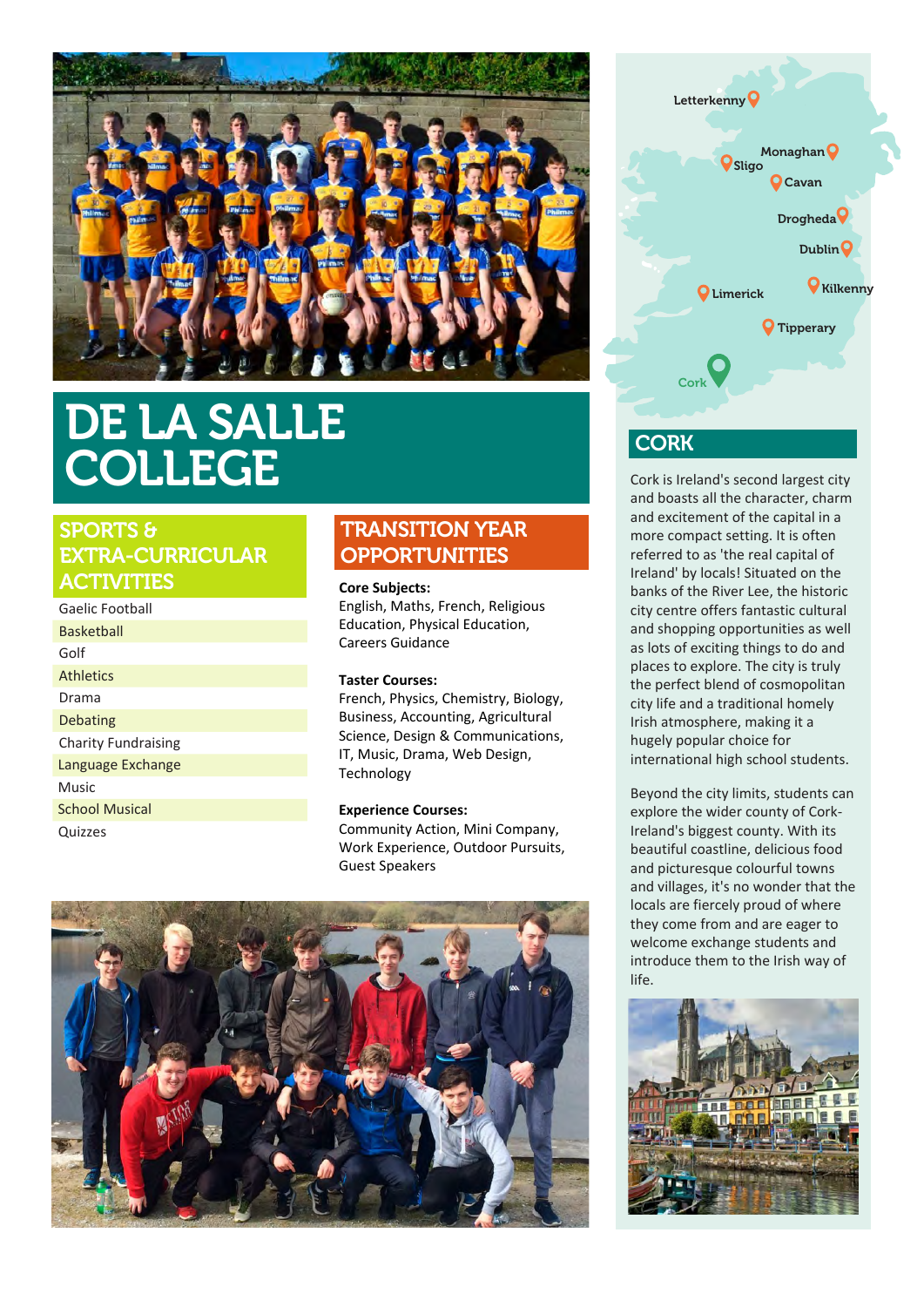# DE LA SALLE COLLEGE

## SPORTS & EXTRA-CURRICULAR ACTIVITIES

- Gaelic Football
- Basketball
- Golf
- Athletics
- Drama
- Debating
- Charity Fundraising
- Language Exchange
- Music
- School Musical
- Quizzes

## TRANSITION YEAR OPPORTUNITIES

**Core Subjects:**
English, Maths, French, Religious Education, Physical Education, Careers Guidance

**Taster Courses:**
French, Physics, Chemistry, Biology, Business, Accounting, Agricultural Science, Design & Communications, IT, Music, Drama, Web Design, Technology

**Experience Courses:**
Community Action, Mini Company, Work Experience, Outdoor Pursuits, Guest Speakers

Letterkenny
Monaghan
Sligo
Cavan
Drogheda
Dublin
Limerick
Kilkenny
Tipperary
Cork

## CORK

Cork is Ireland's second largest city and boasts all the character, charm and excitement of the capital in a more compact setting. It is often referred to as 'the real capital of Ireland' by locals! Situated on the banks of the River Lee, the historic city centre offers fantastic cultural and shopping opportunities as well as lots of exciting things to do and places to explore. The city is truly the perfect blend of cosmopolitan city life and a traditional homely Irish atmosphere, making it a hugely popular choice for international high school students.

Beyond the city limits, students can explore the wider county of Cork-Ireland's biggest county. With its beautiful coastline, delicious food and picturesque colourful towns and villages, it's no wonder that the locals are fiercely proud of where they come from and are eager to welcome exchange students and introduce them to the Irish way of life.